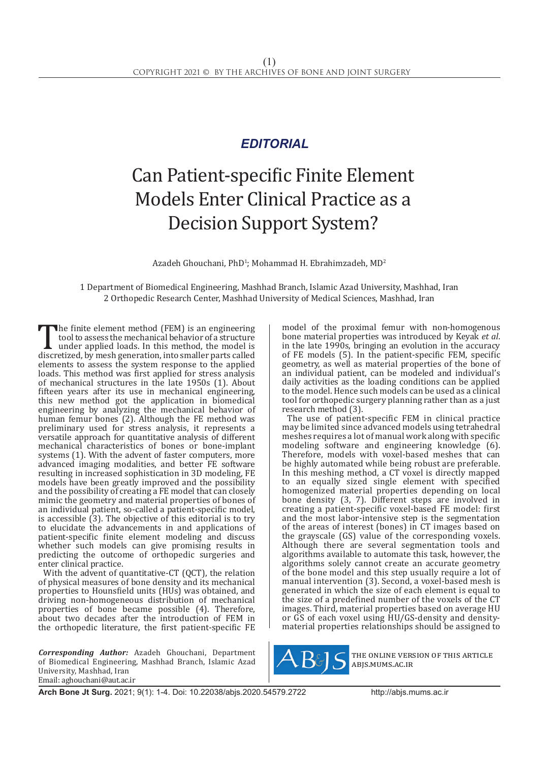*EDITORIAL*

# Can Patient-specific Finite Element Models Enter Clinical Practice as a Decision Support System?

Azadeh Ghouchani, PhD[1]; Mohammad H. Ebrahimzadeh, MD[2]

1 Department of Biomedical Engineering, Mashhad Branch, Islamic Azad University, Mashhad, Iran
2 Orthopedic Research Center, Mashhad University of Medical Sciences, Mashhad, Iran

The finite element method (FEM) is an engineering tool to assess the mechanical behavior of a structure under applied loads. In this method, the model is discretized, by mesh generation, into smaller parts called elements to assess the system response to the applied loads. This method was first applied for stress analysis of mechanical structures in the late 1950s (1). About fifteen years after its use in mechanical engineering, this new method got the application in biomedical engineering by analyzing the mechanical behavior of human femur bones (2). Although the FE method was preliminary used for stress analysis, it represents a versatile approach for quantitative analysis of different mechanical characteristics of bones or bone-implant systems (1). With the advent of faster computers, more advanced imaging modalities, and better FE software resulting in increased sophistication in 3D modeling, FE models have been greatly improved and the possibility and the possibility of creating a FE model that can closely mimic the geometry and material properties of bones of an individual patient, so-called a patient-specific model, is accessible (3). The objective of this editorial is to try to elucidate the advancements in and applications of patient-specific finite element modeling and discuss whether such models can give promising results in predicting the outcome of orthopedic surgeries and enter clinical practice.

With the advent of quantitative-CT (QCT), the relation of physical measures of bone density and its mechanical properties to Hounsfield units (HUs) was obtained, and driving non-homogeneous distribution of mechanical properties of bone became possible (4). Therefore, about two decades after the introduction of FEM in the orthopedic literature, the first patient-specific FE model of the proximal femur with non-homogenous bone material properties was introduced by Keyak *et al*. in the late 1990s, bringing an evolution in the accuracy of FE models (5). In the patient-specific FEM, specific geometry, as well as material properties of the bone of an individual patient, can be modeled and individual's daily activities as the loading conditions can be applied to the model. Hence such models can be used as a clinical tool for orthopedic surgery planning rather than as a just research method (3).

The use of patient-specific FEM in clinical practice may be limited since advanced models using tetrahedral meshes requires a lot of manual work along with specific modeling software and engineering knowledge (6). Therefore, models with voxel-based meshes that can be highly automated while being robust are preferable. In this meshing method, a CT voxel is directly mapped to an equally sized single element with specified homogenized material properties depending on local bone density (3, 7). Different steps are involved in creating a patient-specific voxel-based FE model: first and the most labor-intensive step is the segmentation of the areas of interest (bones) in CT images based on the grayscale (GS) value of the corresponding voxels. Although there are several segmentation tools and algorithms available to automate this task, however, the algorithms solely cannot create an accurate geometry of the bone model and this step usually require a lot of manual intervention (3). Second, a voxel-based mesh is generated in which the size of each element is equal to the size of a predefined number of the voxels of the CT images. Third, material properties based on average HU or GS of each voxel using HU/GS-density and density-material properties relationships should be assigned to

***Corresponding Author:*** Azadeh Ghouchani, Department of Biomedical Engineering, Mashhad Branch, Islamic Azad University, Mashhad, Iran
Email: aghouchani@aut.ac.ir

THE ONLINE VERSION OF THIS ARTICLE ABJS.MUMS.AC.IR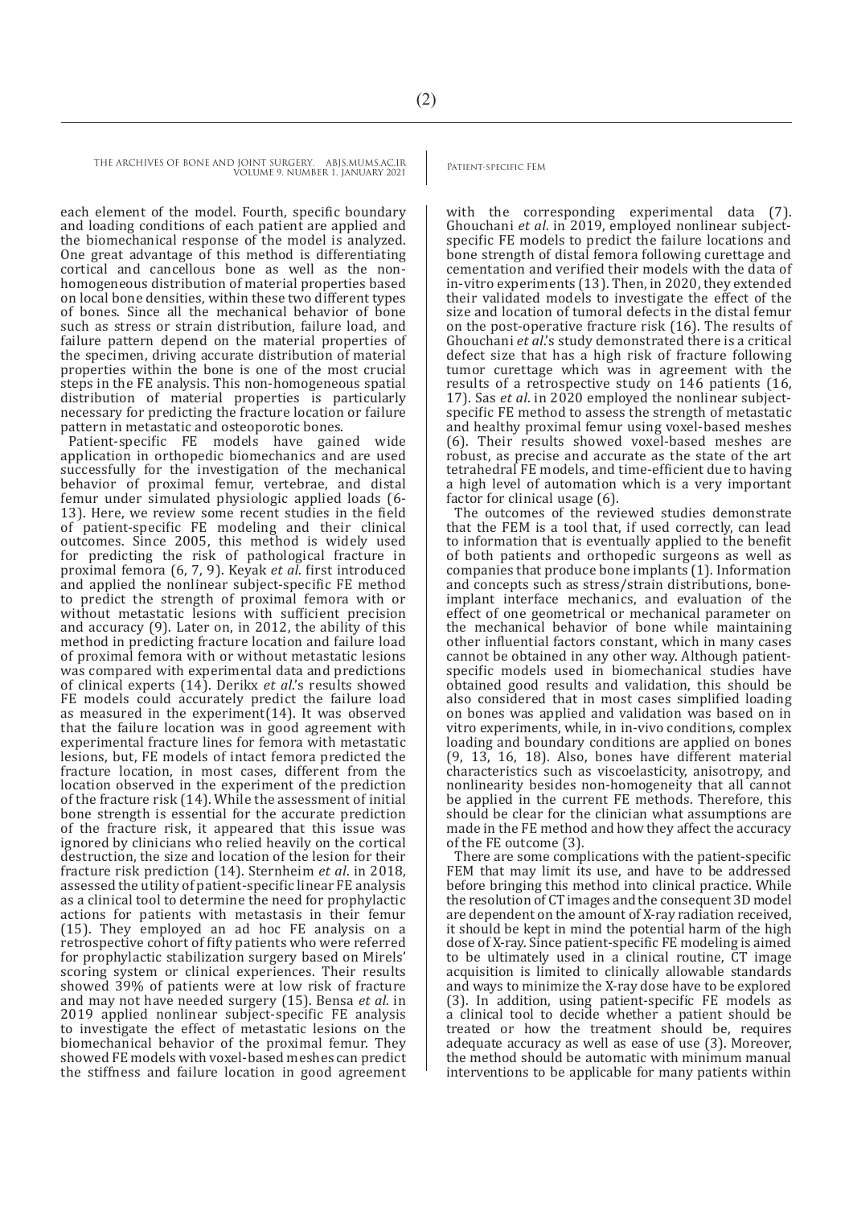each element of the model. Fourth, specific boundary and loading conditions of each patient are applied and the biomechanical response of the model is analyzed. One great advantage of this method is differentiating cortical and cancellous bone as well as the non-homogeneous distribution of material properties based on local bone densities, within these two different types of bones. Since all the mechanical behavior of bone such as stress or strain distribution, failure load, and failure pattern depend on the material properties of the specimen, driving accurate distribution of material properties within the bone is one of the most crucial steps in the FE analysis. This non-homogeneous spatial distribution of material properties is particularly necessary for predicting the fracture location or failure pattern in metastatic and osteoporotic bones.

Patient-specific FE models have gained wide application in orthopedic biomechanics and are used successfully for the investigation of the mechanical behavior of proximal femur, vertebrae, and distal femur under simulated physiologic applied loads (6-13). Here, we review some recent studies in the field of patient-specific FE modeling and their clinical outcomes. Since 2005, this method is widely used for predicting the risk of pathological fracture in proximal femora (6, 7, 9). Keyak *et al*. first introduced and applied the nonlinear subject-specific FE method to predict the strength of proximal femora with or without metastatic lesions with sufficient precision and accuracy (9). Later on, in 2012, the ability of this method in predicting fracture location and failure load of proximal femora with or without metastatic lesions was compared with experimental data and predictions of clinical experts (14). Derikx *et al*.'s results showed FE models could accurately predict the failure load as measured in the experiment(14). It was observed that the failure location was in good agreement with experimental fracture lines for femora with metastatic lesions, but, FE models of intact femora predicted the fracture location, in most cases, different from the location observed in the experiment of the prediction of the fracture risk (14). While the assessment of initial bone strength is essential for the accurate prediction of the fracture risk, it appeared that this issue was ignored by clinicians who relied heavily on the cortical destruction, the size and location of the lesion for their fracture risk prediction (14). Sternheim *et al*. in 2018, assessed the utility of patient-specific linear FE analysis as a clinical tool to determine the need for prophylactic actions for patients with metastasis in their femur (15). They employed an ad hoc FE analysis on a retrospective cohort of fifty patients who were referred for prophylactic stabilization surgery based on Mirels' scoring system or clinical experiences. Their results showed 39% of patients were at low risk of fracture and may not have needed surgery (15). Bensa *et al*. in 2019 applied nonlinear subject-specific FE analysis to investigate the effect of metastatic lesions on the biomechanical behavior of the proximal femur. They showed FE models with voxel-based meshes can predict the stiffness and failure location in good agreement with the corresponding experimental data (7). Ghouchani *et al*. in 2019, employed nonlinear subject-specific FE models to predict the failure locations and bone strength of distal femora following curettage and cementation and verified their models with the data of in-vitro experiments (13). Then, in 2020, they extended their validated models to investigate the effect of the size and location of tumoral defects in the distal femur on the post-operative fracture risk (16). The results of Ghouchani *et al*.'s study demonstrated there is a critical defect size that has a high risk of fracture following tumor curettage which was in agreement with the results of a retrospective study on 146 patients (16, 17). Sas *et al*. in 2020 employed the nonlinear subject-specific FE method to assess the strength of metastatic and healthy proximal femur using voxel-based meshes (6). Their results showed voxel-based meshes are robust, as precise and accurate as the state of the art tetrahedral FE models, and time-efficient due to having a high level of automation which is a very important factor for clinical usage (6).

The outcomes of the reviewed studies demonstrate that the FEM is a tool that, if used correctly, can lead to information that is eventually applied to the benefit of both patients and orthopedic surgeons as well as companies that produce bone implants (1). Information and concepts such as stress/strain distributions, bone-implant interface mechanics, and evaluation of the effect of one geometrical or mechanical parameter on the mechanical behavior of bone while maintaining other influential factors constant, which in many cases cannot be obtained in any other way. Although patient-specific models used in biomechanical studies have obtained good results and validation, this should be also considered that in most cases simplified loading on bones was applied and validation was based on in vitro experiments, while, in in-vivo conditions, complex loading and boundary conditions are applied on bones (9, 13, 16, 18). Also, bones have different material characteristics such as viscoelasticity, anisotropy, and nonlinearity besides non-homogeneity that all cannot be applied in the current FE methods. Therefore, this should be clear for the clinician what assumptions are made in the FE method and how they affect the accuracy of the FE outcome (3).

There are some complications with the patient-specific FEM that may limit its use, and have to be addressed before bringing this method into clinical practice. While the resolution of CT images and the consequent 3D model are dependent on the amount of X-ray radiation received, it should be kept in mind the potential harm of the high dose of X-ray. Since patient-specific FE modeling is aimed to be ultimately used in a clinical routine, CT image acquisition is limited to clinically allowable standards and ways to minimize the X-ray dose have to be explored (3). In addition, using patient-specific FE models as a clinical tool to decide whether a patient should be treated or how the treatment should be, requires adequate accuracy as well as ease of use (3). Moreover, the method should be automatic with minimum manual interventions to be applicable for many patients within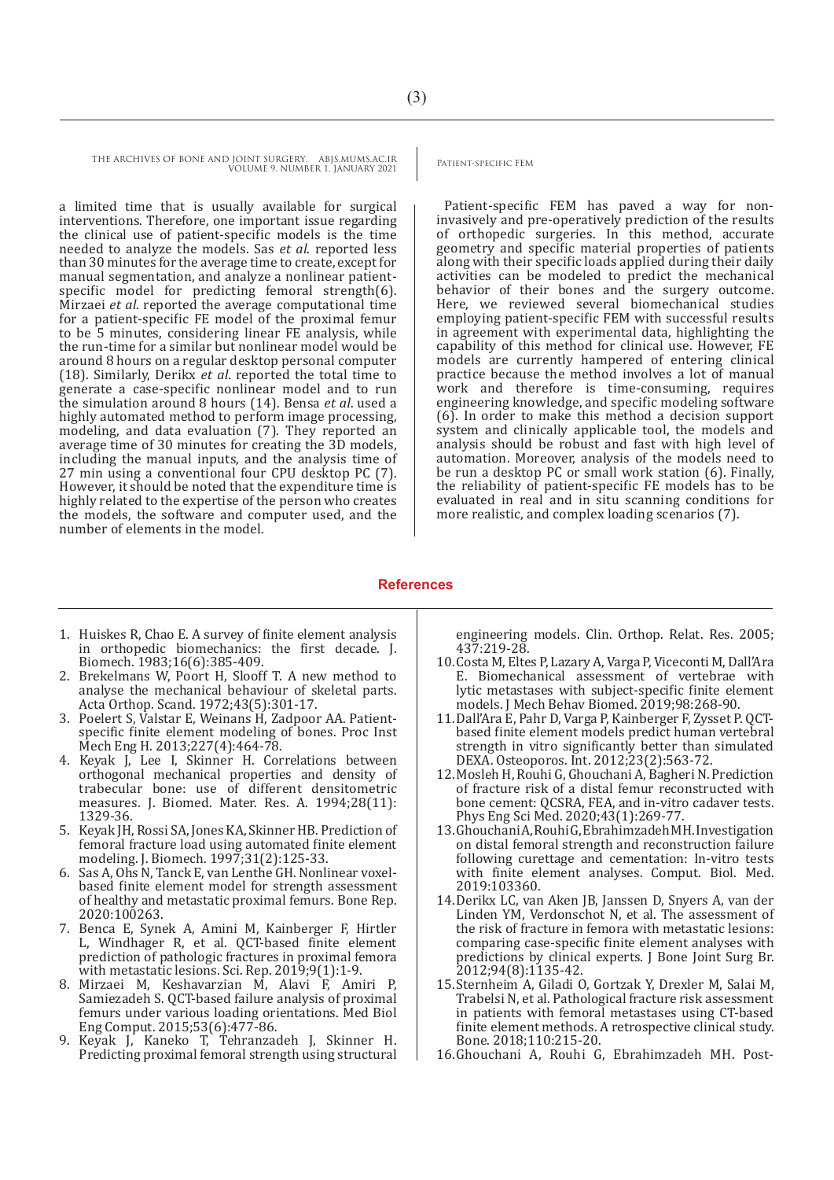a limited time that is usually available for surgical interventions. Therefore, one important issue regarding the clinical use of patient-specific models is the time needed to analyze the models. Sas *et al*. reported less than 30 minutes for the average time to create, except for manual segmentation, and analyze a nonlinear patient-specific model for predicting femoral strength(6). Mirzaei *et al*. reported the average computational time for a patient-specific FE model of the proximal femur to be 5 minutes, considering linear FE analysis, while the run-time for a similar but nonlinear model would be around 8 hours on a regular desktop personal computer (18). Similarly, Derikx *et al*. reported the total time to generate a case-specific nonlinear model and to run the simulation around 8 hours (14). Bensa *et al*. used a highly automated method to perform image processing, modeling, and data evaluation (7). They reported an average time of 30 minutes for creating the 3D models, including the manual inputs, and the analysis time of 27 min using a conventional four CPU desktop PC (7). However, it should be noted that the expenditure time is highly related to the expertise of the person who creates the models, the software and computer used, and the number of elements in the model.

Patient-specific FEM has paved a way for non-invasively and pre-operatively prediction of the results of orthopedic surgeries. In this method, accurate geometry and specific material properties of patients along with their specific loads applied during their daily activities can be modeled to predict the mechanical behavior of their bones and the surgery outcome. Here, we reviewed several biomechanical studies employing patient-specific FEM with successful results in agreement with experimental data, highlighting the capability of this method for clinical use. However, FE models are currently hampered of entering clinical practice because the method involves a lot of manual work and therefore is time-consuming, requires engineering knowledge, and specific modeling software (6). In order to make this method a decision support system and clinically applicable tool, the models and analysis should be robust and fast with high level of automation. Moreover, analysis of the models need to be run a desktop PC or small work station (6). Finally, the reliability of patient-specific FE models has to be evaluated in real and in situ scanning conditions for more realistic, and complex loading scenarios (7).

## References

1. Huiskes R, Chao E. A survey of finite element analysis in orthopedic biomechanics: the first decade. J. Biomech. 1983;16(6):385-409.
2. Brekelmans W, Poort H, Slooff T. A new method to analyse the mechanical behaviour of skeletal parts. Acta Orthop. Scand. 1972;43(5):301-17.
3. Poelert S, Valstar E, Weinans H, Zadpoor AA. Patient-specific finite element modeling of bones. Proc Inst Mech Eng H. 2013;227(4):464-78.
4. Keyak J, Lee I, Skinner H. Correlations between orthogonal mechanical properties and density of trabecular bone: use of different densitometric measures. J. Biomed. Mater. Res. A. 1994;28(11): 1329-36.
5. Keyak JH, Rossi SA, Jones KA, Skinner HB. Prediction of femoral fracture load using automated finite element modeling. J. Biomech. 1997;31(2):125-33.
6. Sas A, Ohs N, Tanck E, van Lenthe GH. Nonlinear voxel-based finite element model for strength assessment of healthy and metastatic proximal femurs. Bone Rep. 2020:100263.
7. Benca E, Synek A, Amini M, Kainberger F, Hirtler L, Windhager R, et al. QCT-based finite element prediction of pathologic fractures in proximal femora with metastatic lesions. Sci. Rep. 2019;9(1):1-9.
8. Mirzaei M, Keshavarzian M, Alavi F, Amiri P, Samiezadeh S. QCT-based failure analysis of proximal femurs under various loading orientations. Med Biol Eng Comput. 2015;53(6):477-86.
9. Keyak J, Kaneko T, Tehranzadeh J, Skinner H. Predicting proximal femoral strength using structural engineering models. Clin. Orthop. Relat. Res. 2005; 437:219-28.
10. Costa M, Eltes P, Lazary A, Varga P, Viceconti M, Dall'Ara E. Biomechanical assessment of vertebrae with lytic metastases with subject-specific finite element models. J Mech Behav Biomed. 2019;98:268-90.
11. Dall'Ara E, Pahr D, Varga P, Kainberger F, Zysset P. QCT-based finite element models predict human vertebral strength in vitro significantly better than simulated DEXA. Osteoporos. Int. 2012;23(2):563-72.
12. Mosleh H, Rouhi G, Ghouchani A, Bagheri N. Prediction of fracture risk of a distal femur reconstructed with bone cement: QCSRA, FEA, and in-vitro cadaver tests. Phys Eng Sci Med. 2020;43(1):269-77.
13. Ghouchani A, Rouhi G, Ebrahimzadeh MH. Investigation on distal femoral strength and reconstruction failure following curettage and cementation: In-vitro tests with finite element analyses. Comput. Biol. Med. 2019:103360.
14. Derikx LC, van Aken JB, Janssen D, Snyers A, van der Linden YM, Verdonschot N, et al. The assessment of the risk of fracture in femora with metastatic lesions: comparing case-specific finite element analyses with predictions by clinical experts. J Bone Joint Surg Br. 2012;94(8):1135-42.
15. Sternheim A, Giladi O, Gortzak Y, Drexler M, Salai M, Trabelsi N, et al. Pathological fracture risk assessment in patients with femoral metastases using CT-based finite element methods. A retrospective clinical study. Bone. 2018;110:215-20.
16. Ghouchani A, Rouhi G, Ebrahimzadeh MH. Post-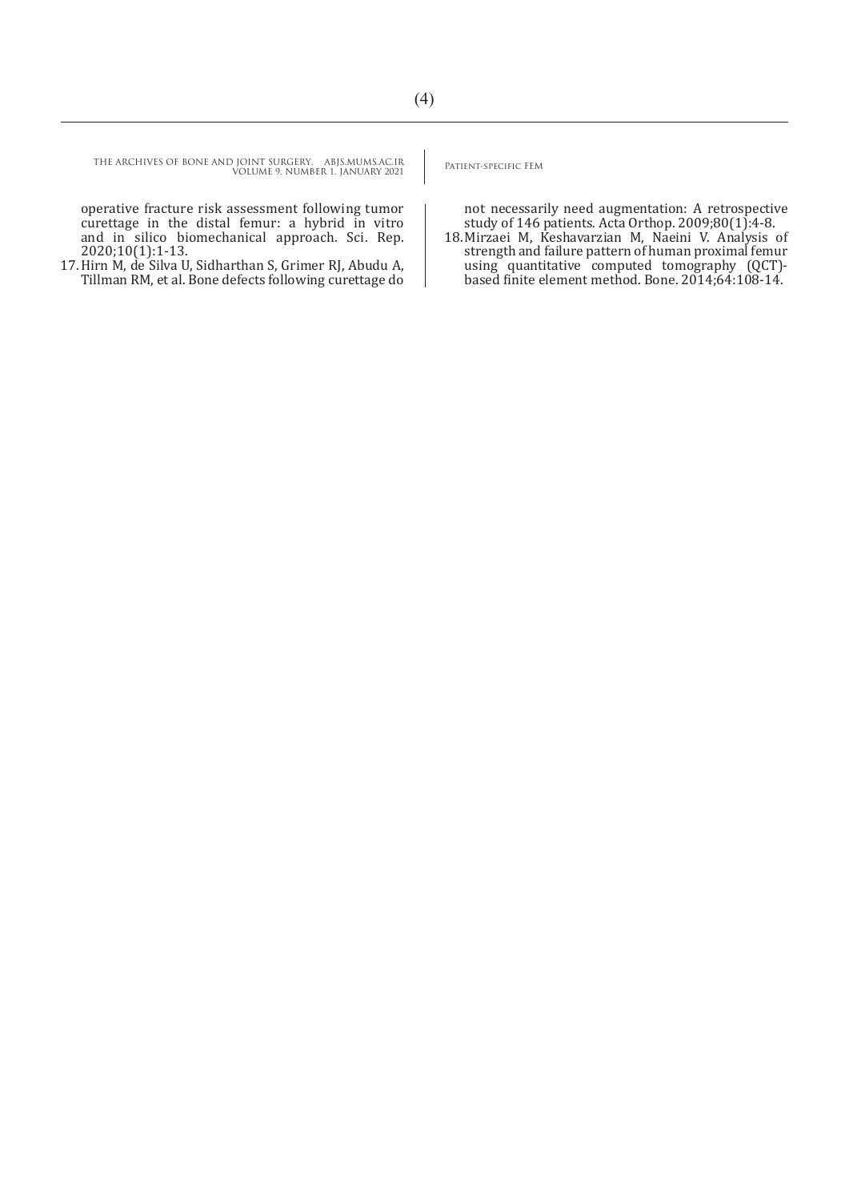operative fracture risk assessment following tumor curettage in the distal femur: a hybrid in vitro and in silico biomechanical approach. Sci. Rep. 2020;10(1):1-13.

17. Hirn M, de Silva U, Sidharthan S, Grimer RJ, Abudu A, Tillman RM, et al. Bone defects following curettage do not necessarily need augmentation: A retrospective study of 146 patients. Acta Orthop. 2009;80(1):4-8.

18. Mirzaei M, Keshavarzian M, Naeini V. Analysis of strength and failure pattern of human proximal femur using quantitative computed tomography (QCT)-based finite element method. Bone. 2014;64:108-14.